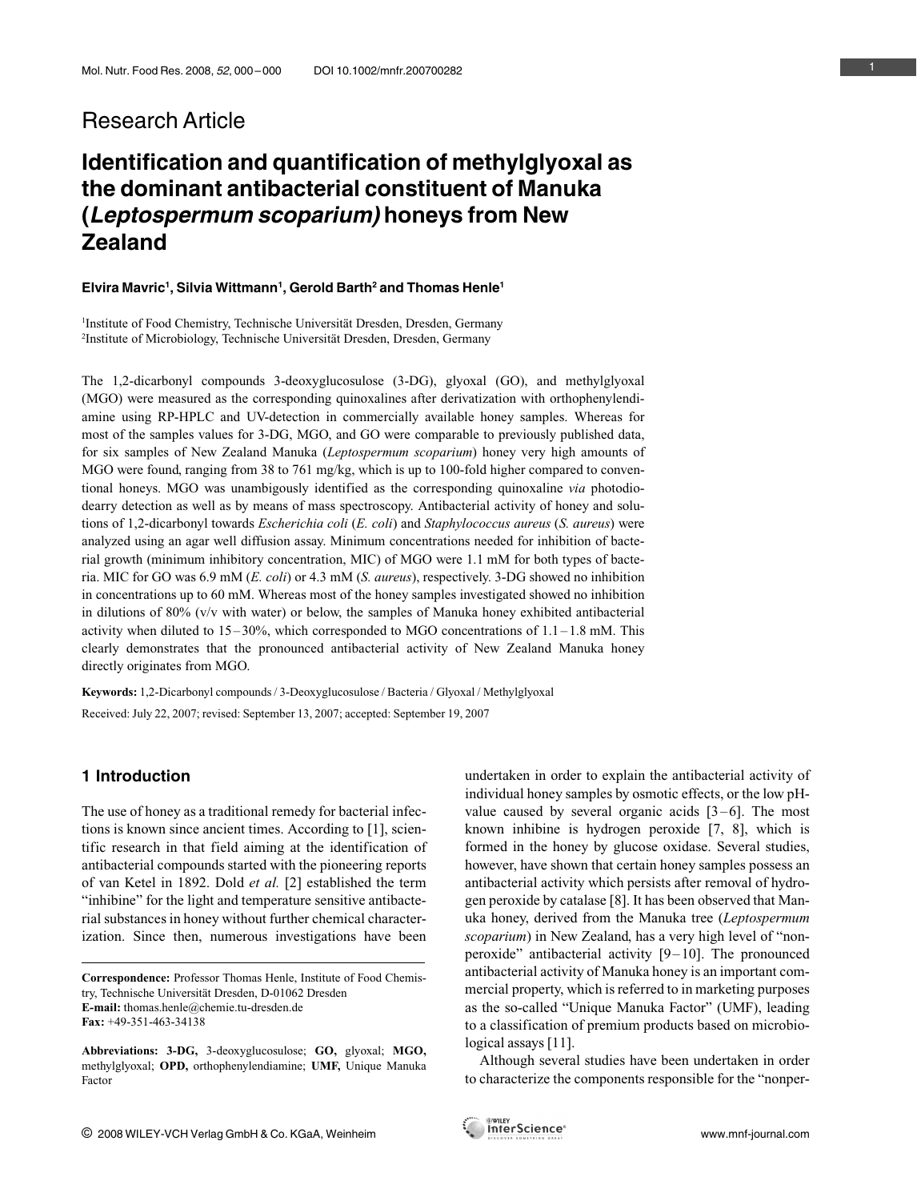Research Article

# Identification and quantification of methylglyoxal as the dominant antibacterial constituent of Manuka (*Leptospermum scoparium)* honeys from New Zealand

**Elvira Mavric[1], Silvia Wittmann[1], Gerold Barth[2] and Thomas Henle[1]**

[1]Institute of Food Chemistry, Technische Universität Dresden, Dresden, Germany
[2]Institute of Microbiology, Technische Universität Dresden, Dresden, Germany

The 1,2-dicarbonyl compounds 3-deoxyglucosulose (3-DG), glyoxal (GO), and methylglyoxal (MGO) were measured as the corresponding quinoxalines after derivatization with orthophenylendiamine using RP-HPLC and UV-detection in commercially available honey samples. Whereas for most of the samples values for 3-DG, MGO, and GO were comparable to previously published data, for six samples of New Zealand Manuka (*Leptospermum scoparium*) honey very high amounts of MGO were found, ranging from 38 to 761 mg/kg, which is up to 100-fold higher compared to conventional honeys. MGO was unambigously identified as the corresponding quinoxaline *via* photodiodearry detection as well as by means of mass spectroscopy. Antibacterial activity of honey and solutions of 1,2-dicarbonyl towards *Escherichia coli* (*E. coli*) and *Staphylococcus aureus* (*S. aureus*) were analyzed using an agar well diffusion assay. Minimum concentrations needed for inhibition of bacterial growth (minimum inhibitory concentration, MIC) of MGO were 1.1 mM for both types of bacteria. MIC for GO was 6.9 mM (*E. coli*) or 4.3 mM (*S. aureus*), respectively. 3-DG showed no inhibition in concentrations up to 60 mM. Whereas most of the honey samples investigated showed no inhibition in dilutions of 80% (v/v with water) or below, the samples of Manuka honey exhibited antibacterial activity when diluted to 15–30%, which corresponded to MGO concentrations of 1.1–1.8 mM. This clearly demonstrates that the pronounced antibacterial activity of New Zealand Manuka honey directly originates from MGO.

**Keywords:** 1,2-Dicarbonyl compounds / 3-Deoxyglucosulose / Bacteria / Glyoxal / Methylglyoxal

Received: July 22, 2007; revised: September 13, 2007; accepted: September 19, 2007

## 1 Introduction

The use of honey as a traditional remedy for bacterial infections is known since ancient times. According to [1], scientific research in that field aiming at the identification of antibacterial compounds started with the pioneering reports of van Ketel in 1892. Dold *et al.* [2] established the term "inhibine" for the light and temperature sensitive antibacterial substances in honey without further chemical characterization. Since then, numerous investigations have been undertaken in order to explain the antibacterial activity of individual honey samples by osmotic effects, or the low pH-value caused by several organic acids [3–6]. The most known inhibine is hydrogen peroxide [7, 8], which is formed in the honey by glucose oxidase. Several studies, however, have shown that certain honey samples possess an antibacterial activity which persists after removal of hydrogen peroxide by catalase [8]. It has been observed that Manuka honey, derived from the Manuka tree (*Leptospermum scoparium*) in New Zealand, has a very high level of "nonperoxide" antibacterial activity [9–10]. The pronounced antibacterial activity of Manuka honey is an important commercial property, which is referred to in marketing purposes as the so-called "Unique Manuka Factor" (UMF), leading to a classification of premium products based on microbiological assays [11].

Although several studies have been undertaken in order to characterize the components responsible for the "nonper-

**Correspondence:** Professor Thomas Henle, Institute of Food Chemistry, Technische Universität Dresden, D-01062 Dresden
**E-mail:** thomas.henle@chemie.tu-dresden.de
**Fax:** +49-351-463-34138

**Abbreviations: 3-DG,** 3-deoxyglucosulose; **GO,** glyoxal; **MGO,** methylglyoxal; **OPD,** orthophenylendiamine; **UMF,** Unique Manuka Factor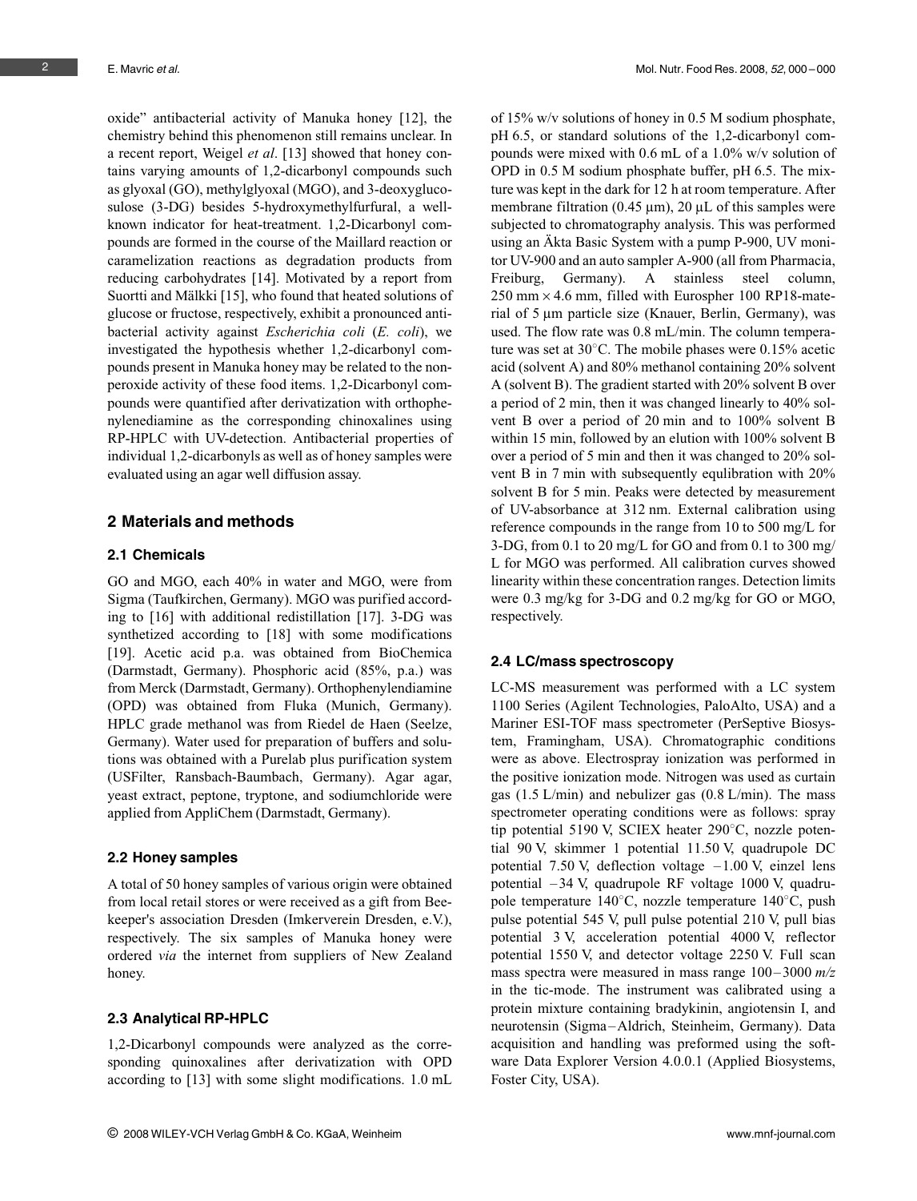oxide" antibacterial activity of Manuka honey [12], the chemistry behind this phenomenon still remains unclear. In a recent report, Weigel *et al*. [13] showed that honey contains varying amounts of 1,2-dicarbonyl compounds such as glyoxal (GO), methylglyoxal (MGO), and 3-deoxyglucosulose (3-DG) besides 5-hydroxymethylfurfural, a well-known indicator for heat-treatment. 1,2-Dicarbonyl compounds are formed in the course of the Maillard reaction or caramelization reactions as degradation products from reducing carbohydrates [14]. Motivated by a report from Suortti and Mälkki [15], who found that heated solutions of glucose or fructose, respectively, exhibit a pronounced antibacterial activity against *Escherichia coli* (*E. coli*), we investigated the hypothesis whether 1,2-dicarbonyl compounds present in Manuka honey may be related to the non-peroxide activity of these food items. 1,2-Dicarbonyl compounds were quantified after derivatization with orthophenylenediamine as the corresponding chinoxalines using RP-HPLC with UV-detection. Antibacterial properties of individual 1,2-dicarbonyls as well as of honey samples were evaluated using an agar well diffusion assay.

## 2 Materials and methods

### 2.1 Chemicals

GO and MGO, each 40% in water and MGO, were from Sigma (Taufkirchen, Germany). MGO was purified according to [16] with additional redistillation [17]. 3-DG was synthetized according to [18] with some modifications [19]. Acetic acid p.a. was obtained from BioChemica (Darmstadt, Germany). Phosphoric acid (85%, p.a.) was from Merck (Darmstadt, Germany). Orthophenylendiamine (OPD) was obtained from Fluka (Munich, Germany). HPLC grade methanol was from Riedel de Haen (Seelze, Germany). Water used for preparation of buffers and solutions was obtained with a Purelab plus purification system (USFilter, Ransbach-Baumbach, Germany). Agar agar, yeast extract, peptone, tryptone, and sodiumchloride were applied from AppliChem (Darmstadt, Germany).

### 2.2 Honey samples

A total of 50 honey samples of various origin were obtained from local retail stores or were received as a gift from Beekeeper's association Dresden (Imkerverein Dresden, e.V.), respectively. The six samples of Manuka honey were ordered *via* the internet from suppliers of New Zealand honey.

### 2.3 Analytical RP-HPLC

1,2-Dicarbonyl compounds were analyzed as the corresponding quinoxalines after derivatization with OPD according to [13] with some slight modifications. 1.0 mL of 15% w/v solutions of honey in 0.5 M sodium phosphate, pH 6.5, or standard solutions of the 1,2-dicarbonyl compounds were mixed with 0.6 mL of a 1.0% w/v solution of OPD in 0.5 M sodium phosphate buffer, pH 6.5. The mixture was kept in the dark for 12 h at room temperature. After membrane filtration (0.45 μm), 20 μL of this samples were subjected to chromatography analysis. This was performed using an Äkta Basic System with a pump P-900, UV monitor UV-900 and an auto sampler A-900 (all from Pharmacia, Freiburg, Germany). A stainless steel column, 250 mm × 4.6 mm, filled with Eurospher 100 RP18-material of 5 μm particle size (Knauer, Berlin, Germany), was used. The flow rate was 0.8 mL/min. The column temperature was set at 30°C. The mobile phases were 0.15% acetic acid (solvent A) and 80% methanol containing 20% solvent A (solvent B). The gradient started with 20% solvent B over a period of 2 min, then it was changed linearly to 40% solvent B over a period of 20 min and to 100% solvent B within 15 min, followed by an elution with 100% solvent B over a period of 5 min and then it was changed to 20% solvent B in 7 min with subsequently equlibration with 20% solvent B for 5 min. Peaks were detected by measurement of UV-absorbance at 312 nm. External calibration using reference compounds in the range from 10 to 500 mg/L for 3-DG, from 0.1 to 20 mg/L for GO and from 0.1 to 300 mg/L for MGO was performed. All calibration curves showed linearity within these concentration ranges. Detection limits were 0.3 mg/kg for 3-DG and 0.2 mg/kg for GO or MGO, respectively.

### 2.4 LC/mass spectroscopy

LC-MS measurement was performed with a LC system 1100 Series (Agilent Technologies, PaloAlto, USA) and a Mariner ESI-TOF mass spectrometer (PerSeptive Biosystem, Framingham, USA). Chromatographic conditions were as above. Electrospray ionization was performed in the positive ionization mode. Nitrogen was used as curtain gas (1.5 L/min) and nebulizer gas (0.8 L/min). The mass spectrometer operating conditions were as follows: spray tip potential 5190 V, SCIEX heater 290°C, nozzle potential 90 V, skimmer 1 potential 11.50 V, quadrupole DC potential 7.50 V, deflection voltage –1.00 V, einzel lens potential –34 V, quadrupole RF voltage 1000 V, quadrupole temperature 140°C, nozzle temperature 140°C, push pulse potential 545 V, pull pulse potential 210 V, pull bias potential 3 V, acceleration potential 4000 V, reflector potential 1550 V, and detector voltage 2250 V. Full scan mass spectra were measured in mass range 100–3000 *m/z* in the tic-mode. The instrument was calibrated using a protein mixture containing bradykinin, angiotensin I, and neurotensin (Sigma–Aldrich, Steinheim, Germany). Data acquisition and handling was preformed using the software Data Explorer Version 4.0.0.1 (Applied Biosystems, Foster City, USA).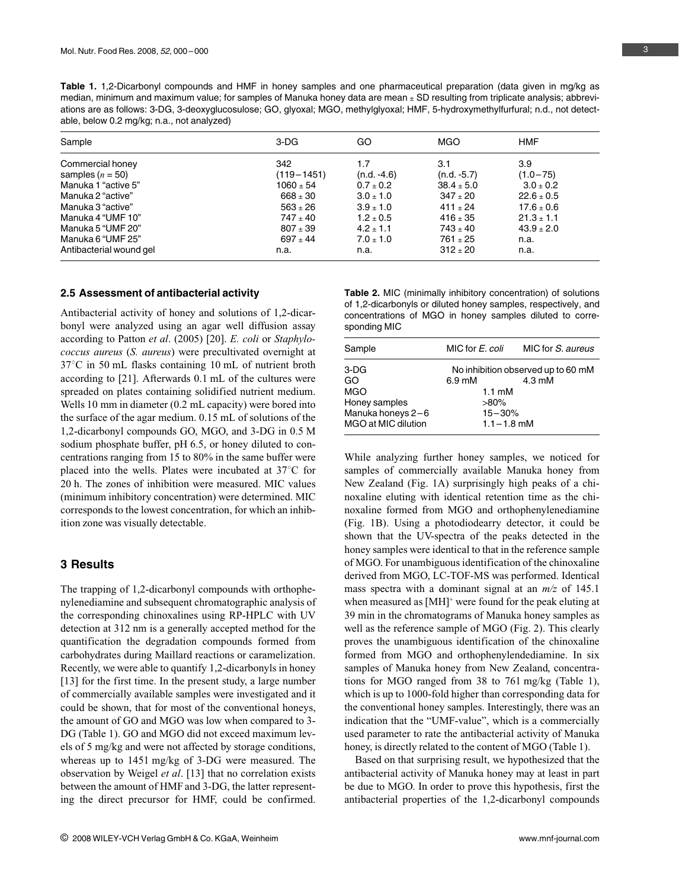**Table 1.** 1,2-Dicarbonyl compounds and HMF in honey samples and one pharmaceutical preparation (data given in mg/kg as median, minimum and maximum value; for samples of Manuka honey data are mean ± SD resulting from triplicate analysis; abbreviations are as follows: 3-DG, 3-deoxyglucosulose; GO, glyoxal; MGO, methylglyoxal; HMF, 5-hydroxymethylfurfural; n.d., not detectable, below 0.2 mg/kg; n.a., not analyzed)

| Sample | 3-DG | GO | MGO | HMF |
|---|---|---|---|---|
| Commercial honey samples ($n$ = 50) | 342 (119–1451) | 1.7 (n.d. -4.6) | 3.1 (n.d. -5.7) | 3.9 (1.0–75) |
| Manuka 1 "active 5" | 1060 ± 54 | 0.7 ± 0.2 | 38.4 ± 5.0 | 3.0 ± 0.2 |
| Manuka 2 "active" | 668 ± 30 | 3.0 ± 1.0 | 347 ± 20 | 22.6 ± 0.5 |
| Manuka 3 "active" | 563 ± 26 | 3.9 ± 1.0 | 411 ± 24 | 17.6 ± 0.6 |
| Manuka 4 "UMF 10" | 747 ± 40 | 1.2 ± 0.5 | 416 ± 35 | 21.3 ± 1.1 |
| Manuka 5 "UMF 20" | 807 ± 39 | 4.2 ± 1.1 | 743 ± 40 | 43.9 ± 2.0 |
| Manuka 6 "UMF 25" | 697 ± 44 | 7.0 ± 1.0 | 761 ± 25 | n.a. |
| Antibacterial wound gel | n.a. | n.a. | 312 ± 20 | n.a. |

### 2.5 Assessment of antibacterial activity

Antibacterial activity of honey and solutions of 1,2-dicarbonyl were analyzed using an agar well diffusion assay according to Patton *et al*. (2005) [20]. *E. coli* or *Staphylococcus aureus* (*S. aureus*) were precultivated overnight at 37°C in 50 mL flasks containing 10 mL of nutrient broth according to [21]. Afterwards 0.1 mL of the cultures were spreaded on plates containing solidified nutrient medium. Wells 10 mm in diameter (0.2 mL capacity) were bored into the surface of the agar medium. 0.15 mL of solutions of the 1,2-dicarbonyl compounds GO, MGO, and 3-DG in 0.5 M sodium phosphate buffer, pH 6.5, or honey diluted to concentrations ranging from 15 to 80% in the same buffer were placed into the wells. Plates were incubated at 37°C for 20 h. The zones of inhibition were measured. MIC values (minimum inhibitory concentration) were determined. MIC corresponds to the lowest concentration, for which an inhibition zone was visually detectable.

## 3 Results

The trapping of 1,2-dicarbonyl compounds with orthophenylenediamine and subsequent chromatographic analysis of the corresponding chinoxalines using RP-HPLC with UV detection at 312 nm is a generally accepted method for the quantification the degradation compounds formed from carbohydrates during Maillard reactions or caramelization. Recently, we were able to quantify 1,2-dicarbonyls in honey [13] for the first time. In the present study, a large number of commercially available samples were investigated and it could be shown, that for most of the conventional honeys, the amount of GO and MGO was low when compared to 3-DG (Table 1). GO and MGO did not exceed maximum levels of 5 mg/kg and were not affected by storage conditions, whereas up to 1451 mg/kg of 3-DG were measured. The observation by Weigel *et al*. [13] that no correlation exists between the amount of HMF and 3-DG, the latter representing the direct precursor for HMF, could be confirmed.

**Table 2.** MIC (minimally inhibitory concentration) of solutions of 1,2-dicarbonyls or diluted honey samples, respectively, and concentrations of MGO in honey samples diluted to corresponding MIC

| Sample | MIC for *E. coli* | MIC for *S. aureus* |
|---|---|---|
| 3-DG | No inhibition observed up to 60 mM | |
| GO | 6.9 mM | 4.3 mM |
| MGO | 1.1 mM | |
| Honey samples | >80% | |
| Manuka honeys 2–6 | 15–30% | |
| MGO at MIC dilution | 1.1–1.8 mM | |

While analyzing further honey samples, we noticed for samples of commercially available Manuka honey from New Zealand (Fig. 1A) surprisingly high peaks of a chinoxaline eluting with identical retention time as the chinoxaline formed from MGO and orthophenylenediamine (Fig. 1B). Using a photodiodearry detector, it could be shown that the UV-spectra of the peaks detected in the honey samples were identical to that in the reference sample of MGO. For unambiguous identification of the chinoxaline derived from MGO, LC-TOF-MS was performed. Identical mass spectra with a dominant signal at an $m/z$ of 145.1 when measured as $[MH]^+$ were found for the peak eluting at 39 min in the chromatograms of Manuka honey samples as well as the reference sample of MGO (Fig. 2). This clearly proves the unambiguous identification of the chinoxaline formed from MGO and orthophenylendediamine. In six samples of Manuka honey from New Zealand, concentrations for MGO ranged from 38 to 761 mg/kg (Table 1), which is up to 1000-fold higher than corresponding data for the conventional honey samples. Interestingly, there was an indication that the "UMF-value", which is a commercially used parameter to rate the antibacterial activity of Manuka honey, is directly related to the content of MGO (Table 1).

Based on that surprising result, we hypothesized that the antibacterial activity of Manuka honey may at least in part be due to MGO. In order to prove this hypothesis, first the antibacterial properties of the 1,2-dicarbonyl compounds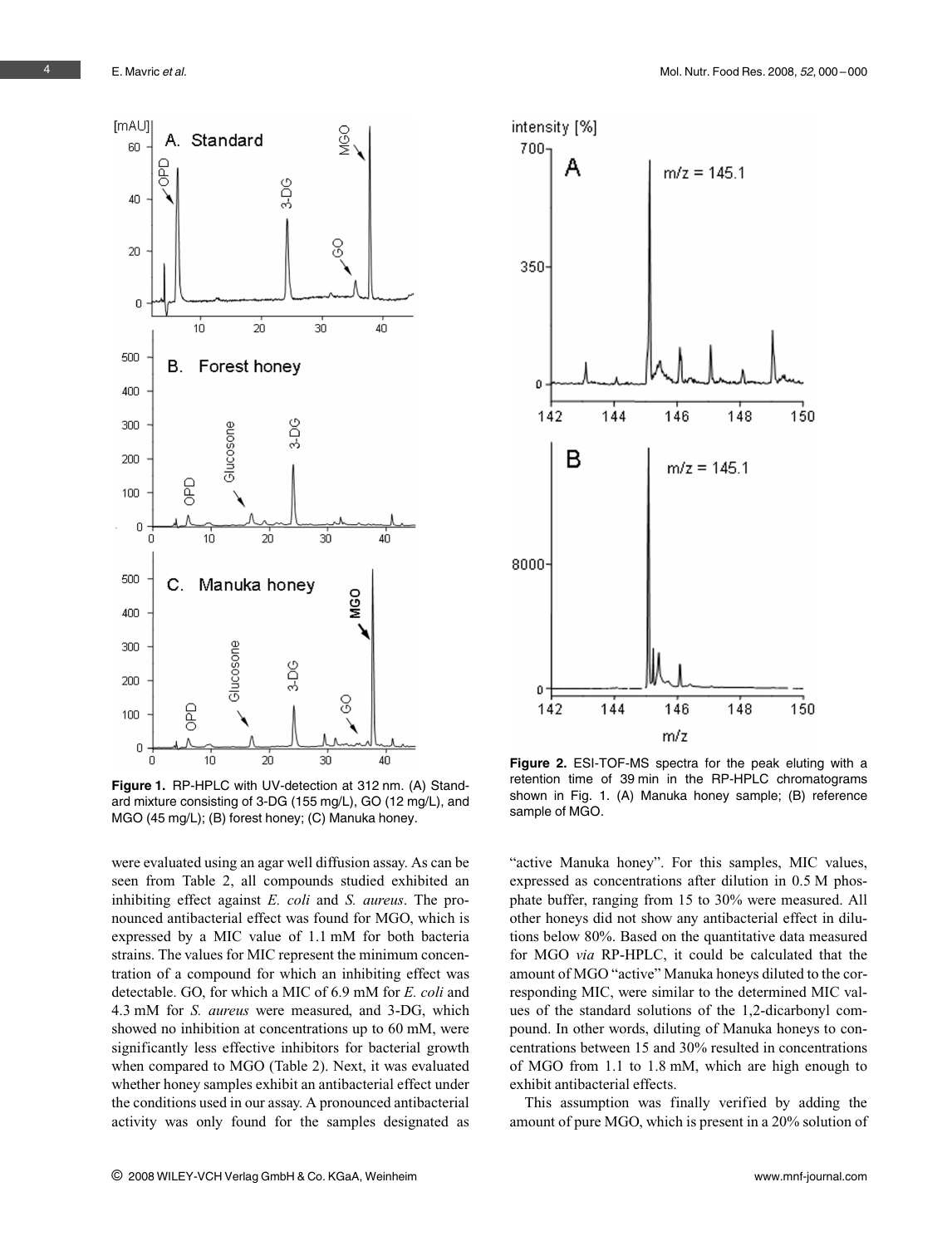**Figure 1.** RP-HPLC with UV-detection at 312 nm. (A) Standard mixture consisting of 3-DG (155 mg/L), GO (12 mg/L), and MGO (45 mg/L); (B) forest honey; (C) Manuka honey.

**Figure 2.** ESI-TOF-MS spectra for the peak eluting with a retention time of 39 min in the RP-HPLC chromatograms shown in Fig. 1. (A) Manuka honey sample; (B) reference sample of MGO.

were evaluated using an agar well diffusion assay. As can be seen from Table 2, all compounds studied exhibited an inhibiting effect against *E. coli* and *S. aureus*. The pronounced antibacterial effect was found for MGO, which is expressed by a MIC value of 1.1 mM for both bacteria strains. The values for MIC represent the minimum concentration of a compound for which an inhibiting effect was detectable. GO, for which a MIC of 6.9 mM for *E. coli* and 4.3 mM for *S. aureus* were measured, and 3-DG, which showed no inhibition at concentrations up to 60 mM, were significantly less effective inhibitors for bacterial growth when compared to MGO (Table 2). Next, it was evaluated whether honey samples exhibit an antibacterial effect under the conditions used in our assay. A pronounced antibacterial activity was only found for the samples designated as "active Manuka honey". For this samples, MIC values, expressed as concentrations after dilution in 0.5 M phosphate buffer, ranging from 15 to 30% were measured. All other honeys did not show any antibacterial effect in dilutions below 80%. Based on the quantitative data measured for MGO *via* RP-HPLC, it could be calculated that the amount of MGO "active" Manuka honeys diluted to the corresponding MIC, were similar to the determined MIC values of the standard solutions of the 1,2-dicarbonyl compound. In other words, diluting of Manuka honeys to concentrations between 15 and 30% resulted in concentrations of MGO from 1.1 to 1.8 mM, which are high enough to exhibit antibacterial effects.

This assumption was finally verified by adding the amount of pure MGO, which is present in a 20% solution of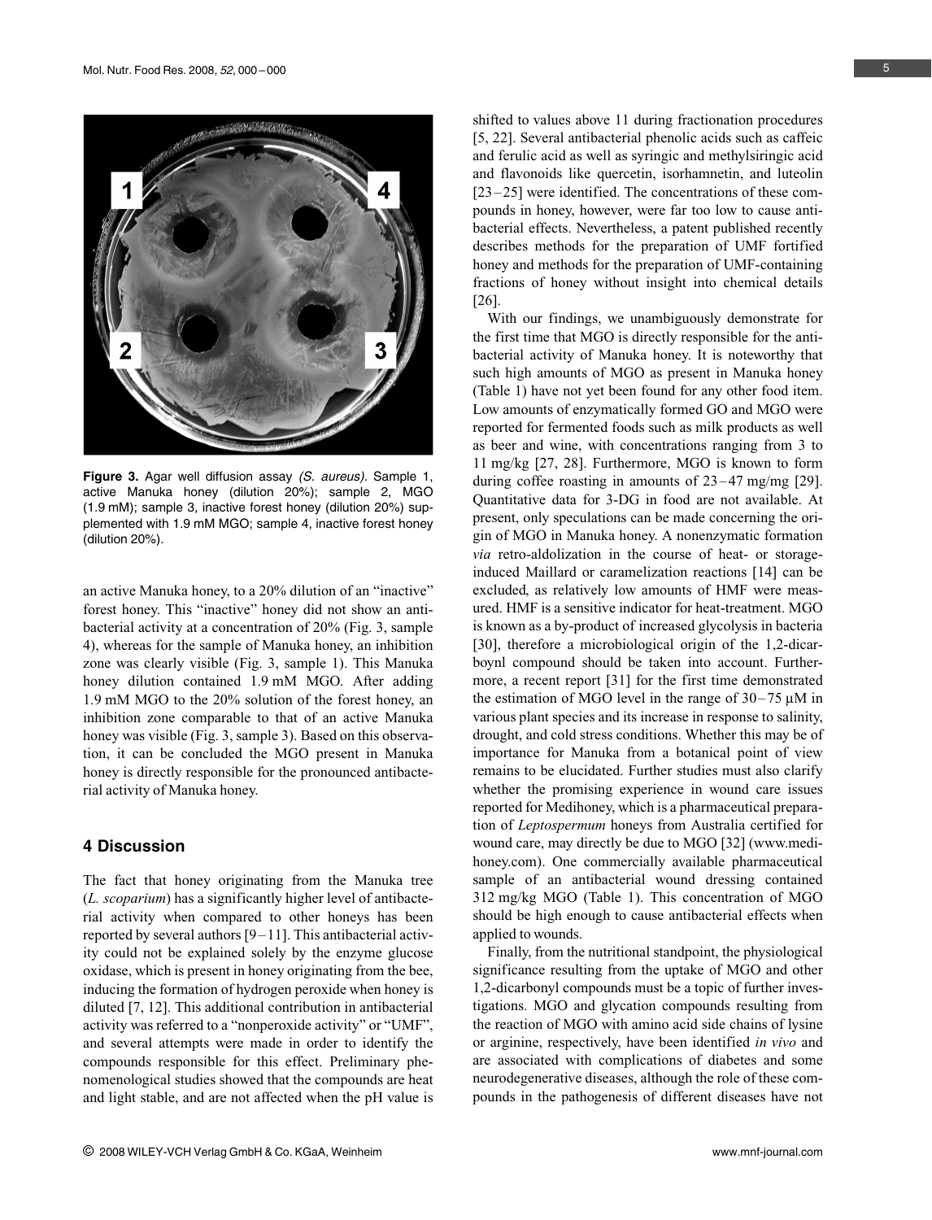**Figure 3.** Agar well diffusion assay *(S. aureus)*. Sample 1, active Manuka honey (dilution 20%); sample 2, MGO (1.9 mM); sample 3, inactive forest honey (dilution 20%) supplemented with 1.9 mM MGO; sample 4, inactive forest honey (dilution 20%).

an active Manuka honey, to a 20% dilution of an "inactive" forest honey. This "inactive" honey did not show an antibacterial activity at a concentration of 20% (Fig. 3, sample 4), whereas for the sample of Manuka honey, an inhibition zone was clearly visible (Fig. 3, sample 1). This Manuka honey dilution contained 1.9 mM MGO. After adding 1.9 mM MGO to the 20% solution of the forest honey, an inhibition zone comparable to that of an active Manuka honey was visible (Fig. 3, sample 3). Based on this observation, it can be concluded the MGO present in Manuka honey is directly responsible for the pronounced antibacterial activity of Manuka honey.

## 4 Discussion

The fact that honey originating from the Manuka tree (*L. scoparium*) has a significantly higher level of antibacterial activity when compared to other honeys has been reported by several authors [9–11]. This antibacterial activity could not be explained solely by the enzyme glucose oxidase, which is present in honey originating from the bee, inducing the formation of hydrogen peroxide when honey is diluted [7, 12]. This additional contribution in antibacterial activity was referred to a "nonperoxide activity" or "UMF", and several attempts were made in order to identify the compounds responsible for this effect. Preliminary phenomenological studies showed that the compounds are heat and light stable, and are not affected when the pH value is shifted to values above 11 during fractionation procedures [5, 22]. Several antibacterial phenolic acids such as caffeic and ferulic acid as well as syringic and methylsiringic acid and flavonoids like quercetin, isorhamnetin, and luteolin [23–25] were identified. The concentrations of these compounds in honey, however, were far too low to cause antibacterial effects. Nevertheless, a patent published recently describes methods for the preparation of UMF fortified honey and methods for the preparation of UMF-containing fractions of honey without insight into chemical details [26].

With our findings, we unambiguously demonstrate for the first time that MGO is directly responsible for the antibacterial activity of Manuka honey. It is noteworthy that such high amounts of MGO as present in Manuka honey (Table 1) have not yet been found for any other food item. Low amounts of enzymatically formed GO and MGO were reported for fermented foods such as milk products as well as beer and wine, with concentrations ranging from 3 to 11 mg/kg [27, 28]. Furthermore, MGO is known to form during coffee roasting in amounts of 23–47 mg/mg [29]. Quantitative data for 3-DG in food are not available. At present, only speculations can be made concerning the origin of MGO in Manuka honey. A nonenzymatic formation *via* retro-aldolization in the course of heat- or storage-induced Maillard or caramelization reactions [14] can be excluded, as relatively low amounts of HMF were measured. HMF is a sensitive indicator for heat-treatment. MGO is known as a by-product of increased glycolysis in bacteria [30], therefore a microbiological origin of the 1,2-dicarboynl compound should be taken into account. Furthermore, a recent report [31] for the first time demonstrated the estimation of MGO level in the range of 30–75 μM in various plant species and its increase in response to salinity, drought, and cold stress conditions. Whether this may be of importance for Manuka from a botanical point of view remains to be elucidated. Further studies must also clarify whether the promising experience in wound care issues reported for Medihoney, which is a pharmaceutical preparation of *Leptospermum* honeys from Australia certified for wound care, may directly be due to MGO [32] (www.medihoney.com). One commercially available pharmaceutical sample of an antibacterial wound dressing contained 312 mg/kg MGO (Table 1). This concentration of MGO should be high enough to cause antibacterial effects when applied to wounds.

Finally, from the nutritional standpoint, the physiological significance resulting from the uptake of MGO and other 1,2-dicarbonyl compounds must be a topic of further investigations. MGO and glycation compounds resulting from the reaction of MGO with amino acid side chains of lysine or arginine, respectively, have been identified *in vivo* and are associated with complications of diabetes and some neurodegenerative diseases, although the role of these compounds in the pathogenesis of different diseases have not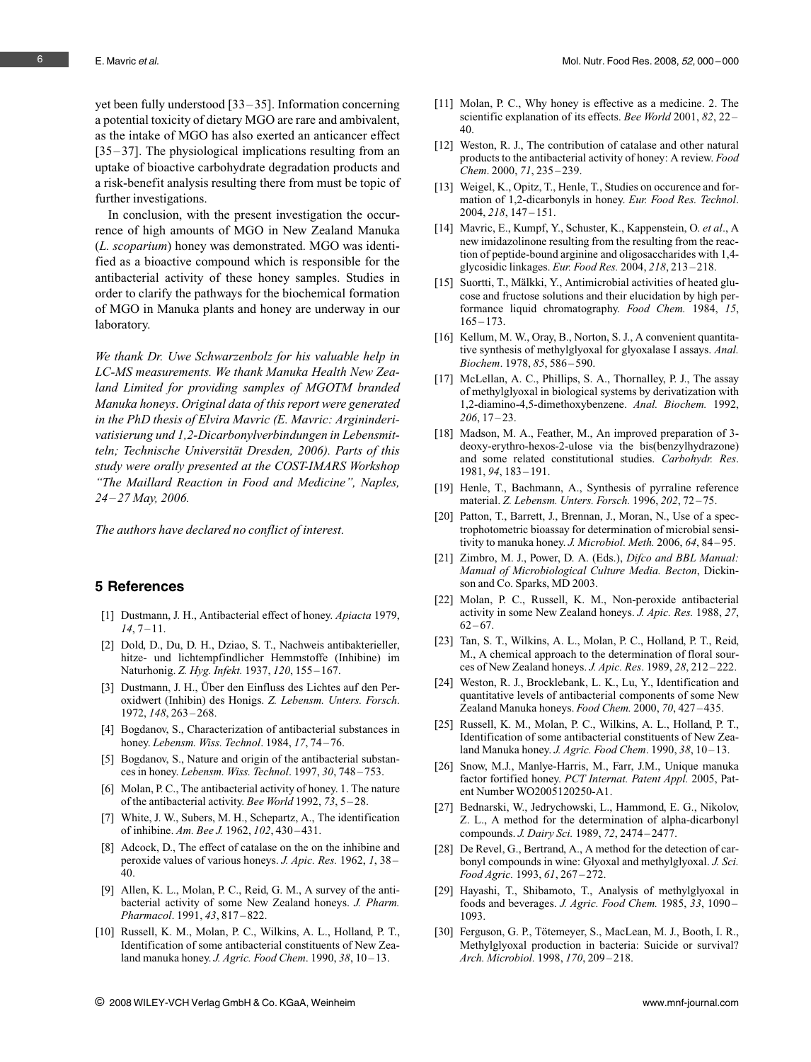yet been fully understood [33–35]. Information concerning a potential toxicity of dietary MGO are rare and ambivalent, as the intake of MGO has also exerted an anticancer effect [35–37]. The physiological implications resulting from an uptake of bioactive carbohydrate degradation products and a risk-benefit analysis resulting there from must be topic of further investigations.

In conclusion, with the present investigation the occurrence of high amounts of MGO in New Zealand Manuka (*L. scoparium*) honey was demonstrated. MGO was identified as a bioactive compound which is responsible for the antibacterial activity of these honey samples. Studies in order to clarify the pathways for the biochemical formation of MGO in Manuka plants and honey are underway in our laboratory.

*We thank Dr. Uwe Schwarzenbolz for his valuable help in LC-MS measurements. We thank Manuka Health New Zealand Limited for providing samples of MGOTM branded Manuka honeys. Original data of this report were generated in the PhD thesis of Elvira Mavric (E. Mavric: Argininderivatisierung und 1,2-Dicarbonylverbindungen in Lebensmitteln; Technische Universität Dresden, 2006). Parts of this study were orally presented at the COST-IMARS Workshop "The Maillard Reaction in Food and Medicine", Naples, 24–27 May, 2006.*

*The authors have declared no conflict of interest.*

## 5 References

[1] Dustmann, J. H., Antibacterial effect of honey. *Apiacta* 1979, *14*, 7–11.

[2] Dold, D., Du, D. H., Dziao, S. T., Nachweis antibakterieller, hitze- und lichtempfindlicher Hemmstoffe (Inhibine) im Naturhonig. *Z. Hyg. Infekt.* 1937, *120*, 155–167.

[3] Dustmann, J. H., Über den Einfluss des Lichtes auf den Peroxidwert (Inhibin) des Honigs. *Z. Lebensm. Unters. Forsch*. 1972, *148*, 263–268.

[4] Bogdanov, S., Characterization of antibacterial substances in honey. *Lebensm. Wiss. Technol*. 1984, *17*, 74–76.

[5] Bogdanov, S., Nature and origin of the antibacterial substances in honey. *Lebensm. Wiss. Technol*. 1997, *30*, 748–753.

[6] Molan, P. C., The antibacterial activity of honey. 1. The nature of the antibacterial activity. *Bee World* 1992, *73*, 5–28.

[7] White, J. W., Subers, M. H., Schepartz, A., The identification of inhibine. *Am. Bee J.* 1962, *102*, 430–431.

[8] Adcock, D., The effect of catalase on the on the inhibine and peroxide values of various honeys. *J. Apic. Res.* 1962, *1*, 38–40.

[9] Allen, K. L., Molan, P. C., Reid, G. M., A survey of the antibacterial activity of some New Zealand honeys. *J. Pharm. Pharmacol*. 1991, *43*, 817–822.

[10] Russell, K. M., Molan, P. C., Wilkins, A. L., Holland, P. T., Identification of some antibacterial constituents of New Zealand manuka honey. *J. Agric. Food Chem*. 1990, *38*, 10–13.

[11] Molan, P. C., Why honey is effective as a medicine. 2. The scientific explanation of its effects. *Bee World* 2001, *82*, 22–40.

[12] Weston, R. J., The contribution of catalase and other natural products to the antibacterial activity of honey: A review. *Food Chem*. 2000, *71*, 235–239.

[13] Weigel, K., Opitz, T., Henle, T., Studies on occurence and formation of 1,2-dicarbonyls in honey. *Eur. Food Res. Technol*. 2004, *218*, 147–151.

[14] Mavric, E., Kumpf, Y., Schuster, K., Kappenstein, O. *et al*., A new imidazolinone resulting from the resulting from the reaction of peptide-bound arginine and oligosaccharides with 1,4-glycosidic linkages. *Eur. Food Res.* 2004, *218*, 213–218.

[15] Suortti, T., Mälkki, Y., Antimicrobial activities of heated glucose and fructose solutions and their elucidation by high performance liquid chromatography. *Food Chem.* 1984, *15*, 165–173.

[16] Kellum, M. W., Oray, B., Norton, S. J., A convenient quantitative synthesis of methylglyoxal for glyoxalase I assays. *Anal. Biochem*. 1978, *85*, 586–590.

[17] McLellan, A. C., Phillips, S. A., Thornalley, P. J., The assay of methylglyoxal in biological systems by derivatization with 1,2-diamino-4,5-dimethoxybenzene. *Anal. Biochem.* 1992, *206*, 17–23.

[18] Madson, M. A., Feather, M., An improved preparation of 3-deoxy-erythro-hexos-2-ulose via the bis(benzylhydrazone) and some related constitutional studies. *Carbohydr. Res*. 1981, *94*, 183–191.

[19] Henle, T., Bachmann, A., Synthesis of pyrraline reference material. *Z. Lebensm. Unters. Forsch.* 1996, *202*, 72–75.

[20] Patton, T., Barrett, J., Brennan, J., Moran, N., Use of a spectrophotometric bioassay for determination of microbial sensitivity to manuka honey. *J. Microbiol. Meth.* 2006, *64*, 84–95.

[21] Zimbro, M. J., Power, D. A. (Eds.), *Difco and BBL Manual: Manual of Microbiological Culture Media. Becton*, Dickinson and Co. Sparks, MD 2003.

[22] Molan, P. C., Russell, K. M., Non-peroxide antibacterial activity in some New Zealand honeys. *J. Apic. Res.* 1988, *27*, 62–67.

[23] Tan, S. T., Wilkins, A. L., Molan, P. C., Holland, P. T., Reid, M., A chemical approach to the determination of floral sources of New Zealand honeys. *J. Apic. Res*. 1989, *28*, 212–222.

[24] Weston, R. J., Brocklebank, L. K., Lu, Y., Identification and quantitative levels of antibacterial components of some New Zealand Manuka honeys. *Food Chem.* 2000, *70*, 427–435.

[25] Russell, K. M., Molan, P. C., Wilkins, A. L., Holland, P. T., Identification of some antibacterial constituents of New Zealand Manuka honey. *J. Agric. Food Chem*. 1990, *38*, 10–13.

[26] Snow, M.J., Manlye-Harris, M., Farr, J.M., Unique manuka factor fortified honey. *PCT Internat. Patent Appl.* 2005, Patent Number WO2005120250-A1.

[27] Bednarski, W., Jedrychowski, L., Hammond, E. G., Nikolov, Z. L., A method for the determination of alpha-dicarbonyl compounds. *J. Dairy Sci.* 1989, *72*, 2474–2477.

[28] De Revel, G., Bertrand, A., A method for the detection of carbonyl compounds in wine: Glyoxal and methylglyoxal. *J. Sci. Food Agric.* 1993, *61*, 267–272.

[29] Hayashi, T., Shibamoto, T., Analysis of methylglyoxal in foods and beverages. *J. Agric. Food Chem.* 1985, *33*, 1090–1093.

[30] Ferguson, G. P., Tötemeyer, S., MacLean, M. J., Booth, I. R., Methylglyoxal production in bacteria: Suicide or survival? *Arch. Microbiol.* 1998, *170*, 209–218.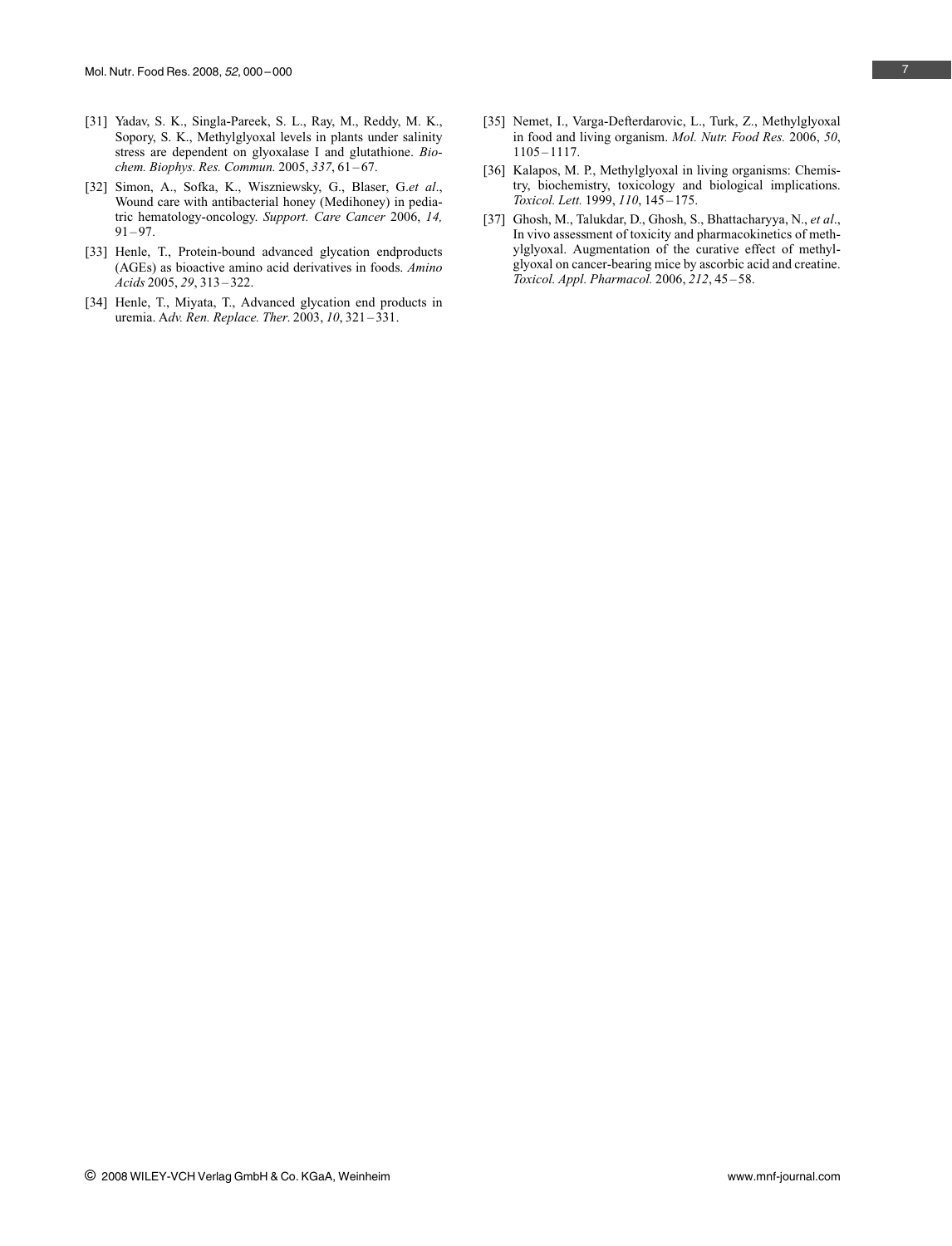[31] Yadav, S. K., Singla-Pareek, S. L., Ray, M., Reddy, M. K., Sopory, S. K., Methylglyoxal levels in plants under salinity stress are dependent on glyoxalase I and glutathione. *Biochem. Biophys. Res. Commun.* 2005, *337*, 61–67.

[32] Simon, A., Sofka, K., Wiszniewsky, G., Blaser, G.*et al*., Wound care with antibacterial honey (Medihoney) in pediatric hematology-oncology. *Support. Care Cancer* 2006, *14,* 91–97.

[33] Henle, T., Protein-bound advanced glycation endproducts (AGEs) as bioactive amino acid derivatives in foods. *Amino Acids* 2005, *29*, 313–322.

[34] Henle, T., Miyata, T., Advanced glycation end products in uremia. A*dv. Ren. Replace. Ther.* 2003, *10*, 321–331.

[35] Nemet, I., Varga-Defterdarovic, L., Turk, Z., Methylglyoxal in food and living organism. *Mol. Nutr. Food Res.* 2006, *50*, 1105–1117.

[36] Kalapos, M. P., Methylglyoxal in living organisms: Chemistry, biochemistry, toxicology and biological implications. *Toxicol. Lett.* 1999, *110*, 145–175.

[37] Ghosh, M., Talukdar, D., Ghosh, S., Bhattacharyya, N., *et al*., In vivo assessment of toxicity and pharmacokinetics of methylglyoxal. Augmentation of the curative effect of methylglyoxal on cancer-bearing mice by ascorbic acid and creatine. *Toxicol. Appl. Pharmacol.* 2006, *212*, 45–58.